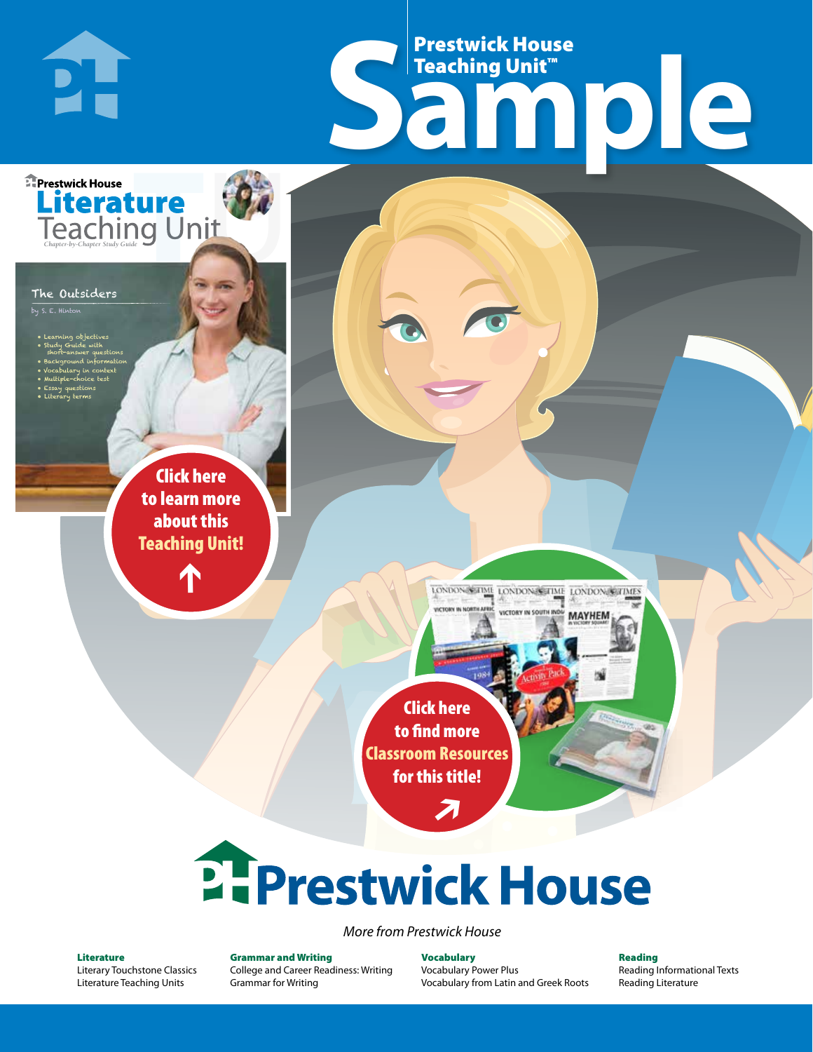# Prestwick House Teaching Unit™ Sample

Prestwick House

## Literature Teaching Unit

*Chapter-by-Chapter Study Guide*

The Outsiders

by S. E. Hinton

- Learning objectives
- Study Guide with short-answer questions
- Background information
- Vocabulary in context
- Multiple-choice test
- Essay questions
- Literary terms

**Click here to learn more about this Teaching Unit!**

**Click here to find more Classroom Resources for this title!**

# Prestwick House

*More from Prestwick House*

**Literature**
Literary Touchstone Classics
Literature Teaching Units

**Grammar and Writing**
College and Career Readiness: Writing
Grammar for Writing

**Vocabulary**
Vocabulary Power Plus
Vocabulary from Latin and Greek Roots

**Reading**
Reading Informational Texts
Reading Literature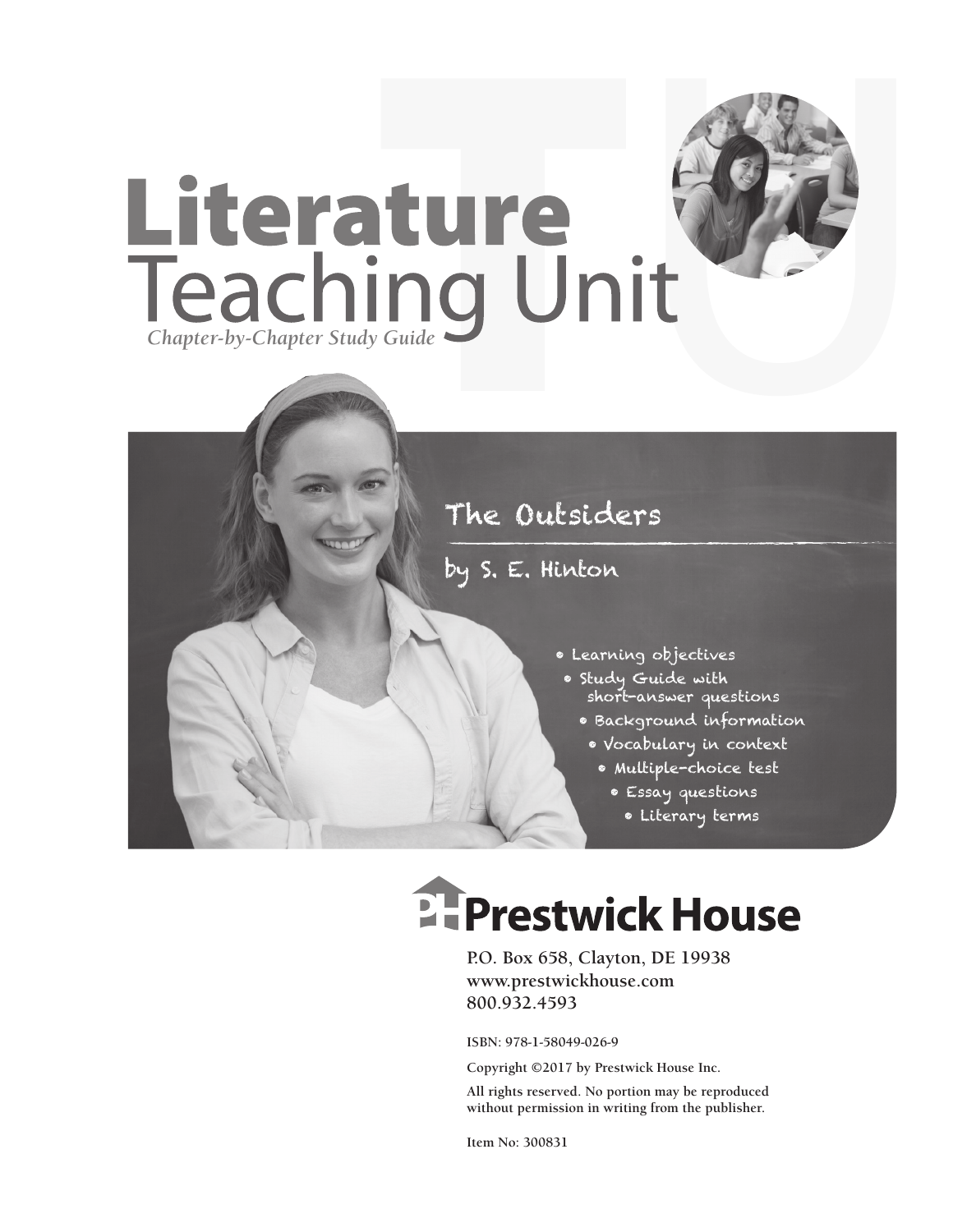# Literature
# Teaching Unit

*Chapter-by-Chapter Study Guide*

## The Outsiders

### by S. E. Hinton

- Learning objectives
- Study Guide with short-answer questions
- Background information
- Vocabulary in context
- Multiple-choice test
- Essay questions
- Literary terms

**Prestwick House**

P.O. Box 658, Clayton, DE 19938
www.prestwickhouse.com
800.932.4593

ISBN: 978-1-58049-026-9

Copyright ©2017 by Prestwick House Inc.

All rights reserved. No portion may be reproduced without permission in writing from the publisher.

Item No: 300831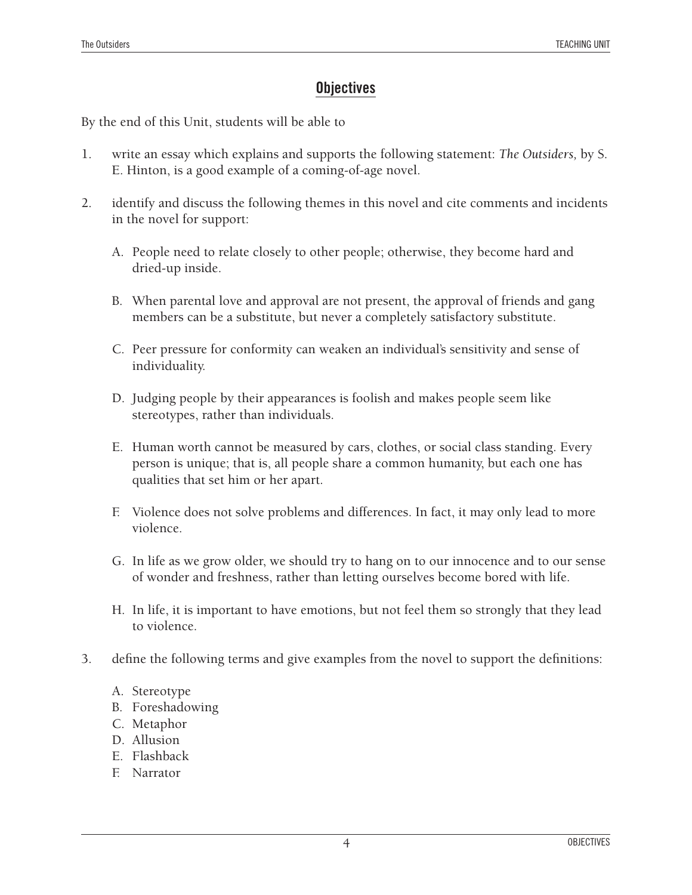## Objectives

By the end of this Unit, students will be able to

1. write an essay which explains and supports the following statement: *The Outsiders*, by S. E. Hinton, is a good example of a coming-of-age novel.

2. identify and discuss the following themes in this novel and cite comments and incidents in the novel for support:

   A. People need to relate closely to other people; otherwise, they become hard and dried-up inside.

   B. When parental love and approval are not present, the approval of friends and gang members can be a substitute, but never a completely satisfactory substitute.

   C. Peer pressure for conformity can weaken an individual's sensitivity and sense of individuality.

   D. Judging people by their appearances is foolish and makes people seem like stereotypes, rather than individuals.

   E. Human worth cannot be measured by cars, clothes, or social class standing. Every person is unique; that is, all people share a common humanity, but each one has qualities that set him or her apart.

   F. Violence does not solve problems and differences. In fact, it may only lead to more violence.

   G. In life as we grow older, we should try to hang on to our innocence and to our sense of wonder and freshness, rather than letting ourselves become bored with life.

   H. In life, it is important to have emotions, but not feel them so strongly that they lead to violence.

3. define the following terms and give examples from the novel to support the definitions:

   A. Stereotype
   B. Foreshadowing
   C. Metaphor
   D. Allusion
   E. Flashback
   F. Narrator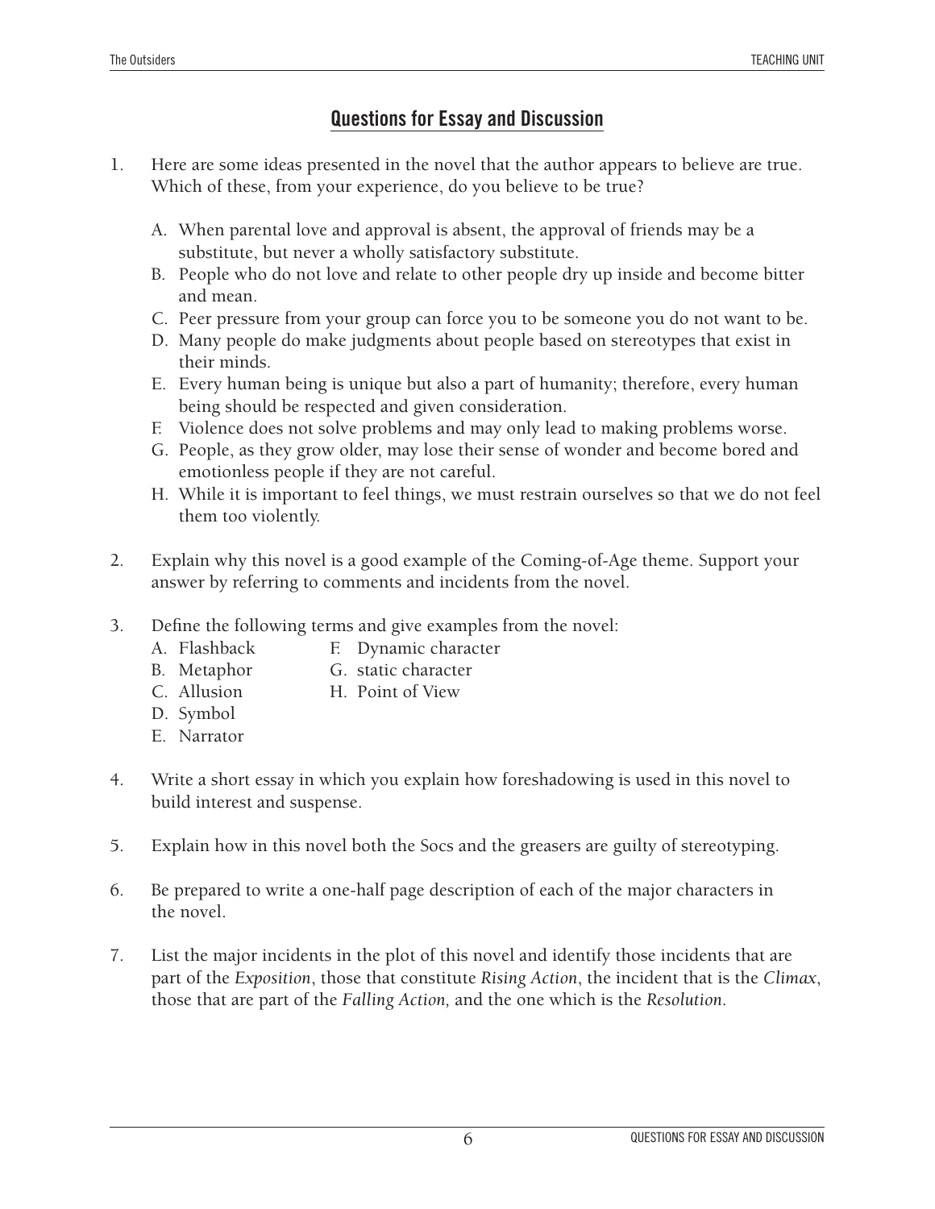## Questions for Essay and Discussion

1. Here are some ideas presented in the novel that the author appears to believe are true. Which of these, from your experience, do you believe to be true?

   A. When parental love and approval is absent, the approval of friends may be a substitute, but never a wholly satisfactory substitute.
   B. People who do not love and relate to other people dry up inside and become bitter and mean.
   C. Peer pressure from your group can force you to be someone you do not want to be.
   D. Many people do make judgments about people based on stereotypes that exist in their minds.
   E. Every human being is unique but also a part of humanity; therefore, every human being should be respected and given consideration.
   F. Violence does not solve problems and may only lead to making problems worse.
   G. People, as they grow older, may lose their sense of wonder and become bored and emotionless people if they are not careful.
   H. While it is important to feel things, we must restrain ourselves so that we do not feel them too violently.

2. Explain why this novel is a good example of the Coming-of-Age theme. Support your answer by referring to comments and incidents from the novel.

3. Define the following terms and give examples from the novel:
   A. Flashback
   B. Metaphor
   C. Allusion
   D. Symbol
   E. Narrator
   F. Dynamic character
   G. static character
   H. Point of View

4. Write a short essay in which you explain how foreshadowing is used in this novel to build interest and suspense.

5. Explain how in this novel both the Socs and the greasers are guilty of stereotyping.

6. Be prepared to write a one-half page description of each of the major characters in the novel.

7. List the major incidents in the plot of this novel and identify those incidents that are part of the *Exposition*, those that constitute *Rising Action*, the incident that is the *Climax*, those that are part of the *Falling Action,* and the one which is the *Resolution*.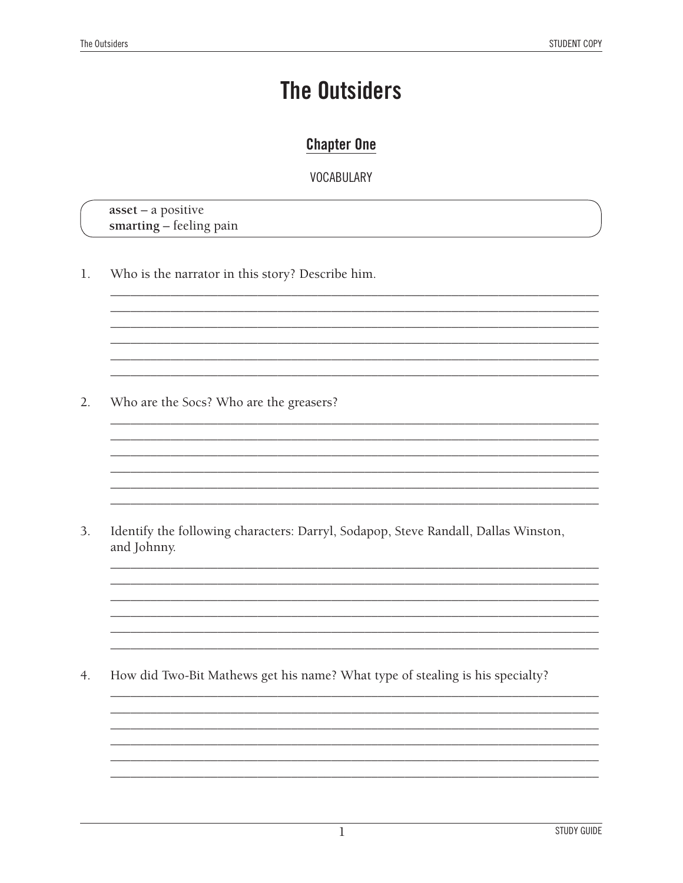# The Outsiders

## Chapter One

VOCABULARY

**asset** – a positive
**smarting** – feeling pain

1. Who is the narrator in this story? Describe him.

______________________________________________________________________________
______________________________________________________________________________
______________________________________________________________________________
______________________________________________________________________________
______________________________________________________________________________
______________________________________________________________________________

2. Who are the Socs? Who are the greasers?

______________________________________________________________________________
______________________________________________________________________________
______________________________________________________________________________
______________________________________________________________________________
______________________________________________________________________________
______________________________________________________________________________

3. Identify the following characters: Darryl, Sodapop, Steve Randall, Dallas Winston, and Johnny.

______________________________________________________________________________
______________________________________________________________________________
______________________________________________________________________________
______________________________________________________________________________
______________________________________________________________________________
______________________________________________________________________________

4. How did Two-Bit Mathews get his name? What type of stealing is his specialty?

______________________________________________________________________________
______________________________________________________________________________
______________________________________________________________________________
______________________________________________________________________________
______________________________________________________________________________
______________________________________________________________________________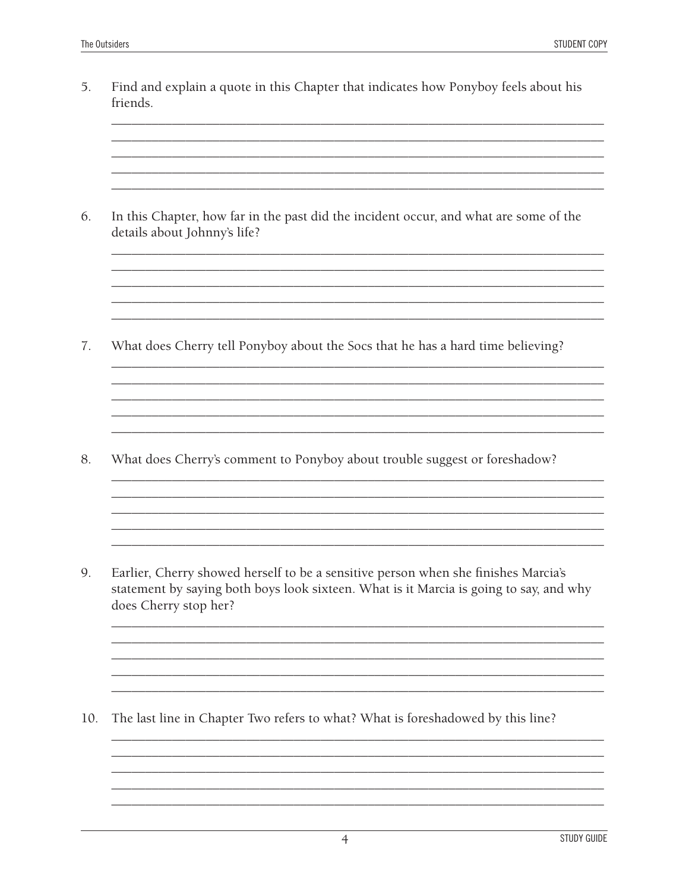5. Find and explain a quote in this Chapter that indicates how Ponyboy feels about his friends.

______________________________________________________________________________
______________________________________________________________________________
______________________________________________________________________________
______________________________________________________________________________
______________________________________________________________________________

6. In this Chapter, how far in the past did the incident occur, and what are some of the details about Johnny's life?

______________________________________________________________________________
______________________________________________________________________________
______________________________________________________________________________
______________________________________________________________________________
______________________________________________________________________________

7. What does Cherry tell Ponyboy about the Socs that he has a hard time believing?

______________________________________________________________________________
______________________________________________________________________________
______________________________________________________________________________
______________________________________________________________________________
______________________________________________________________________________

8. What does Cherry's comment to Ponyboy about trouble suggest or foreshadow?

______________________________________________________________________________
______________________________________________________________________________
______________________________________________________________________________
______________________________________________________________________________
______________________________________________________________________________

9. Earlier, Cherry showed herself to be a sensitive person when she finishes Marcia's statement by saying both boys look sixteen. What is it Marcia is going to say, and why does Cherry stop her?

______________________________________________________________________________
______________________________________________________________________________
______________________________________________________________________________
______________________________________________________________________________
______________________________________________________________________________

10. The last line in Chapter Two refers to what? What is foreshadowed by this line?

______________________________________________________________________________
______________________________________________________________________________
______________________________________________________________________________
______________________________________________________________________________
______________________________________________________________________________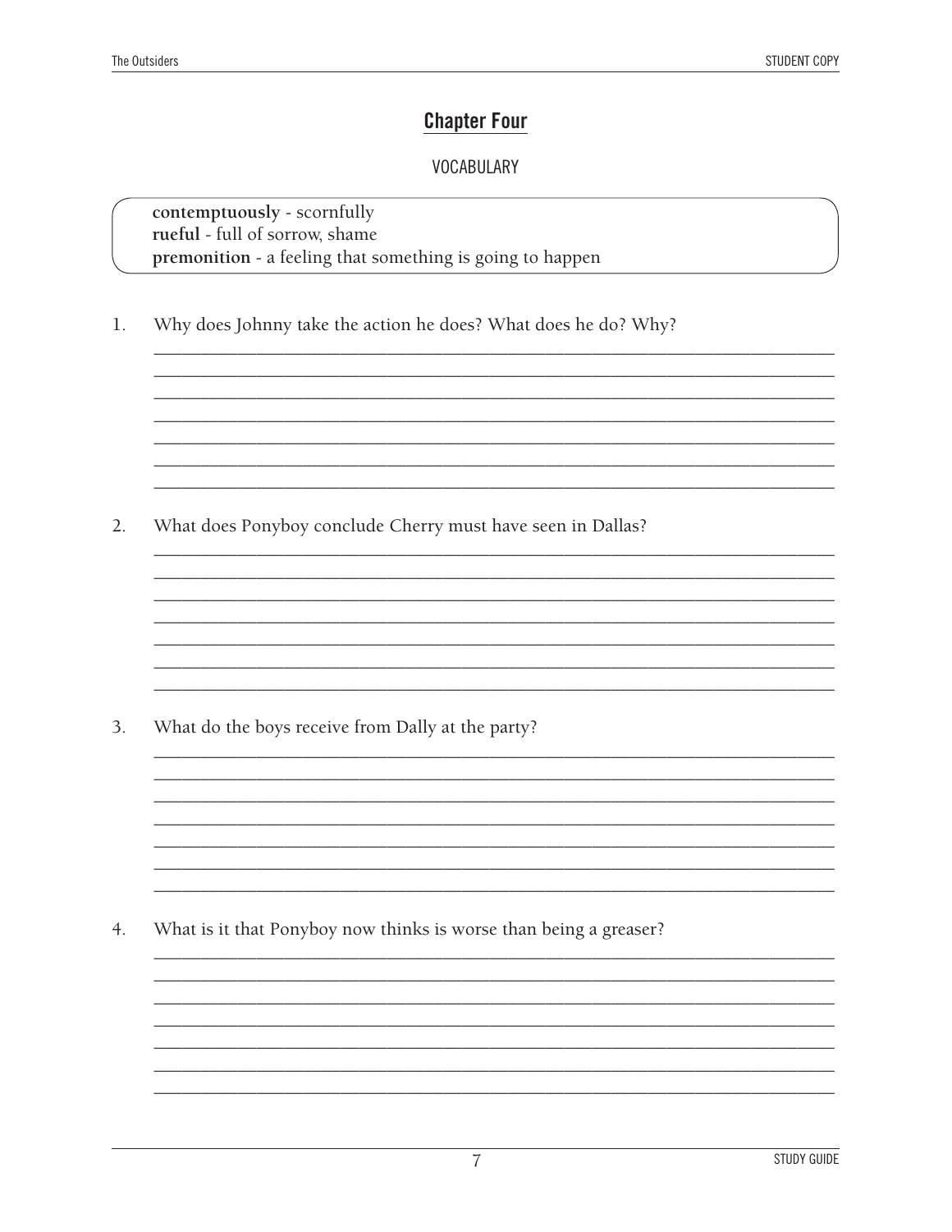## Chapter Four

### VOCABULARY

**contemptuously** - scornfully
**rueful** - full of sorrow, shame
**premonition** - a feeling that something is going to happen

1. Why does Johnny take the action he does? What does he do? Why?

2. What does Ponyboy conclude Cherry must have seen in Dallas?

3. What do the boys receive from Dally at the party?

4. What is it that Ponyboy now thinks is worse than being a greaser?